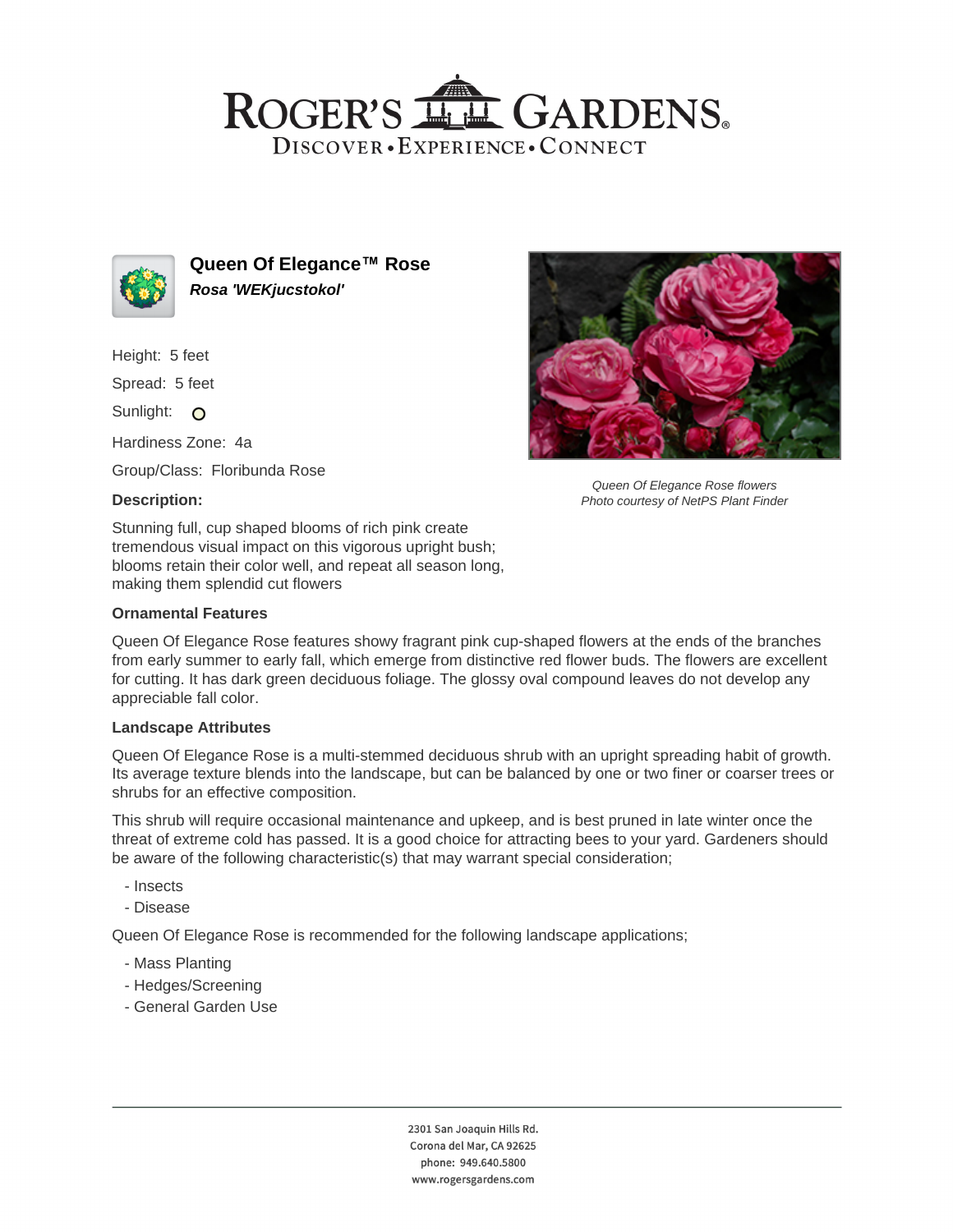# ROGER'S GARDENS

DISCOVER • EXPERIENCE • CONNECT

## Queen Of Elegance™ Rose

***Rosa 'WEKjucstokol'***

Height: 5 feet

Spread: 5 feet

Sunlight:

Hardiness Zone: 4a

Group/Class: Floribunda Rose

**Description:**

Stunning full, cup shaped blooms of rich pink create tremendous visual impact on this vigorous upright bush; blooms retain their color well, and repeat all season long, making them splendid cut flowers

*Queen Of Elegance Rose flowers*
*Photo courtesy of NetPS Plant Finder*

### Ornamental Features

Queen Of Elegance Rose features showy fragrant pink cup-shaped flowers at the ends of the branches from early summer to early fall, which emerge from distinctive red flower buds. The flowers are excellent for cutting. It has dark green deciduous foliage. The glossy oval compound leaves do not develop any appreciable fall color.

### Landscape Attributes

Queen Of Elegance Rose is a multi-stemmed deciduous shrub with an upright spreading habit of growth. Its average texture blends into the landscape, but can be balanced by one or two finer or coarser trees or shrubs for an effective composition.

This shrub will require occasional maintenance and upkeep, and is best pruned in late winter once the threat of extreme cold has passed. It is a good choice for attracting bees to your yard. Gardeners should be aware of the following characteristic(s) that may warrant special consideration;

- Insects
- Disease

Queen Of Elegance Rose is recommended for the following landscape applications;

- Mass Planting
- Hedges/Screening
- General Garden Use

2301 San Joaquin Hills Rd.
Corona del Mar, CA 92625
phone: 949.640.5800
www.rogersgardens.com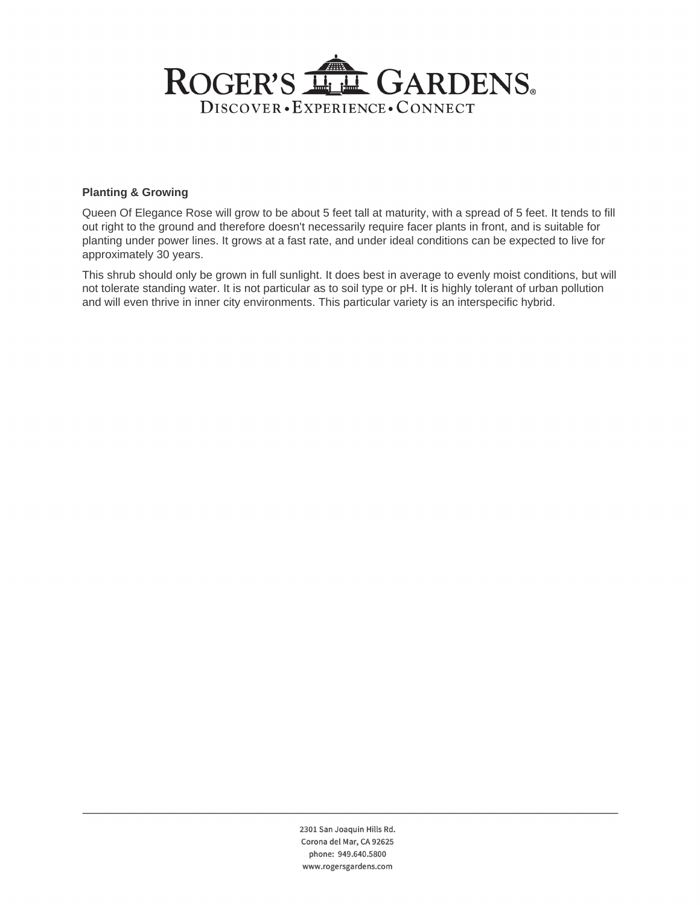**Planting & Growing**

Queen Of Elegance Rose will grow to be about 5 feet tall at maturity, with a spread of 5 feet. It tends to fill out right to the ground and therefore doesn't necessarily require facer plants in front, and is suitable for planting under power lines. It grows at a fast rate, and under ideal conditions can be expected to live for approximately 30 years.

This shrub should only be grown in full sunlight. It does best in average to evenly moist conditions, but will not tolerate standing water. It is not particular as to soil type or pH. It is highly tolerant of urban pollution and will even thrive in inner city environments. This particular variety is an interspecific hybrid.